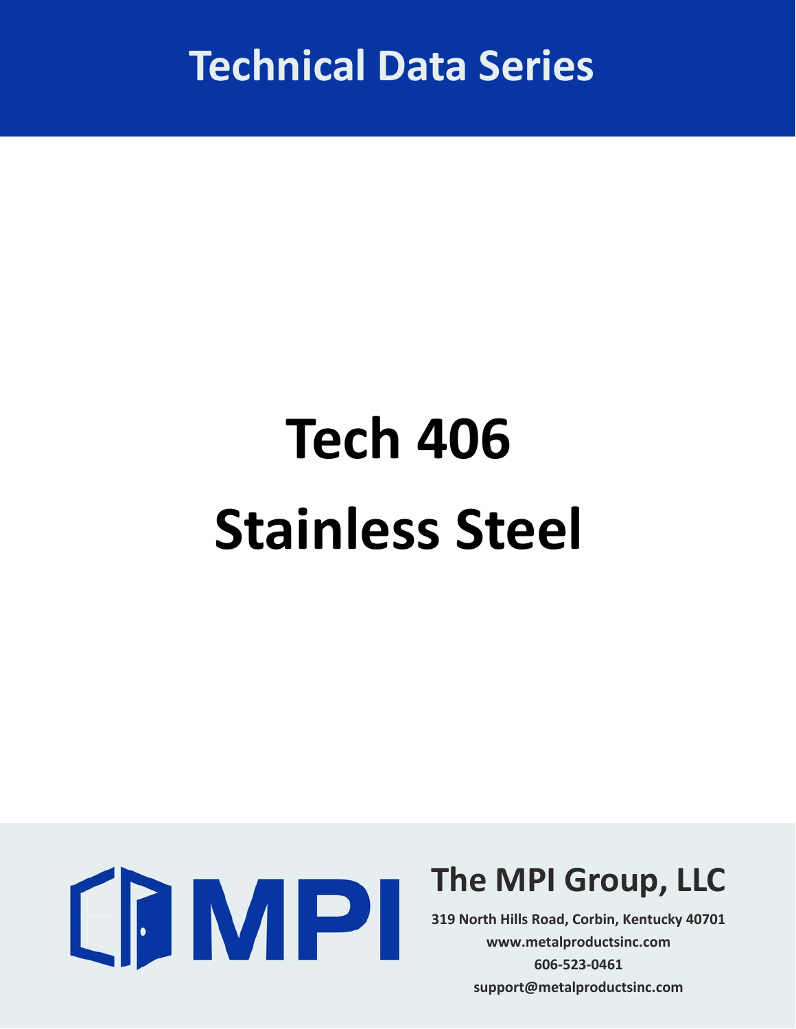Technical Data Series

# Tech 406
# Stainless Steel

MPI

**The MPI Group, LLC**

319 North Hills Road, Corbin, Kentucky 40701
www.metalproductsinc.com
606-523-0461
support@metalproductsinc.com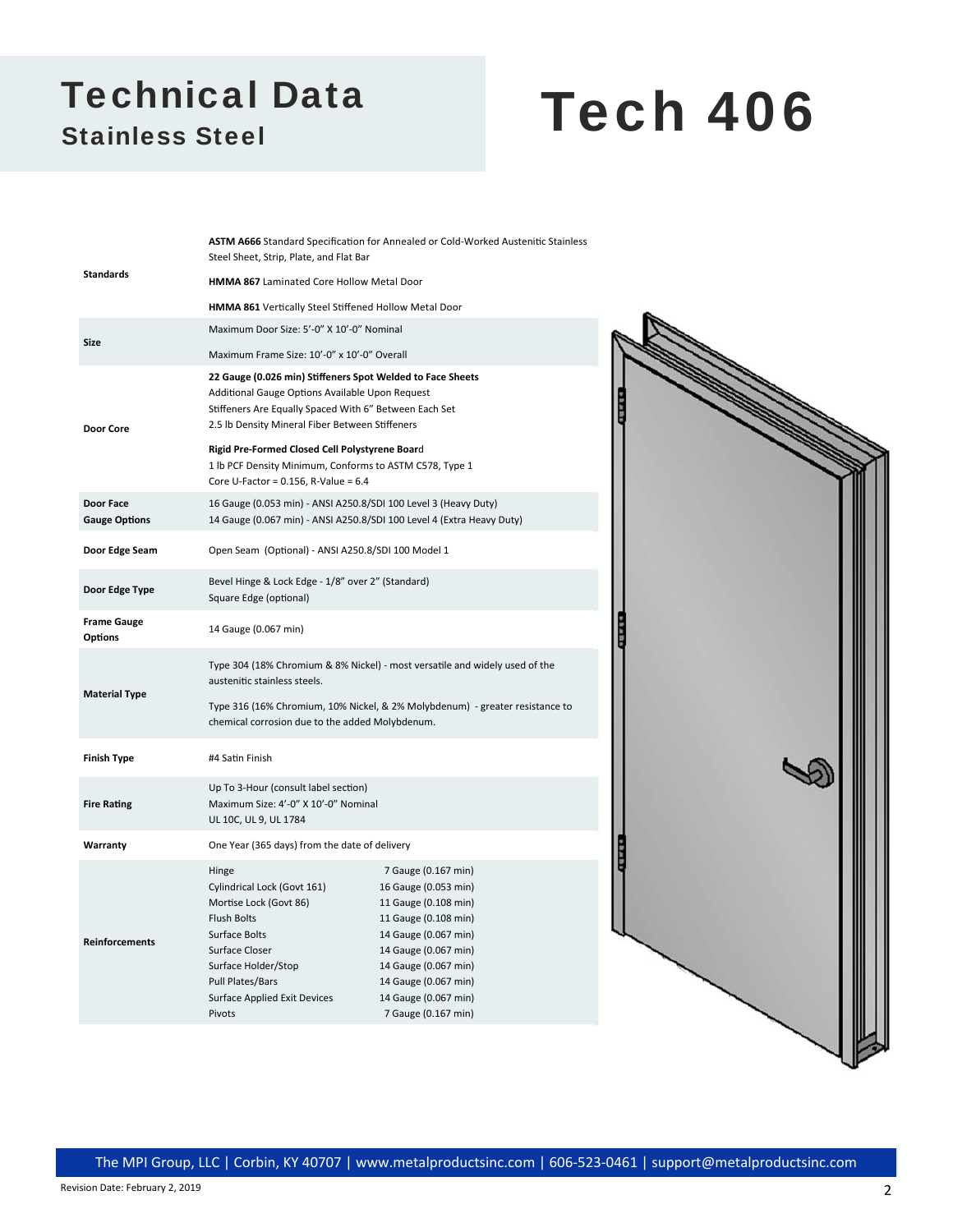# Technical Data

## Stainless Steel

# Tech 406

| | |
|---|---|
| **Standards** | **ASTM A666** Standard Specification for Annealed or Cold-Worked Austenitic Stainless Steel Sheet, Strip, Plate, and Flat Bar<br>**HMMA 867** Laminated Core Hollow Metal Door<br>**HMMA 861** Vertically Steel Stiffened Hollow Metal Door |
| **Size** | Maximum Door Size: 5'-0" X 10'-0" Nominal<br>Maximum Frame Size: 10'-0" x 10'-0" Overall |
| **Door Core** | **22 Gauge (0.026 min) Stiffeners Spot Welded to Face Sheets**<br>Additional Gauge Options Available Upon Request<br>Stiffeners Are Equally Spaced With 6" Between Each Set<br>2.5 lb Density Mineral Fiber Between Stiffeners<br>**Rigid Pre-Formed Closed Cell Polystyrene Boar**d<br>1 lb PCF Density Minimum, Conforms to ASTM C578, Type 1<br>Core U-Factor = 0.156, R-Value = 6.4 |
| **Door Face Gauge Options** | 16 Gauge (0.053 min) - ANSI A250.8/SDI 100 Level 3 (Heavy Duty)<br>14 Gauge (0.067 min) - ANSI A250.8/SDI 100 Level 4 (Extra Heavy Duty) |
| **Door Edge Seam** | Open Seam (Optional) - ANSI A250.8/SDI 100 Model 1 |
| **Door Edge Type** | Bevel Hinge & Lock Edge - 1/8" over 2" (Standard)<br>Square Edge (optional) |
| **Frame Gauge Options** | 14 Gauge (0.067 min) |
| **Material Type** | Type 304 (18% Chromium & 8% Nickel) - most versatile and widely used of the austenitic stainless steels.<br>Type 316 (16% Chromium, 10% Nickel, & 2% Molybdenum) - greater resistance to chemical corrosion due to the added Molybdenum. |
| **Finish Type** | #4 Satin Finish |
| **Fire Rating** | Up To 3-Hour (consult label section)<br>Maximum Size: 4'-0" X 10'-0" Nominal<br>UL 10C, UL 9, UL 1784 |
| **Warranty** | One Year (365 days) from the date of delivery |

| | | |
|---|---|---|
| **Reinforcements** | Hinge | 7 Gauge (0.167 min) |
| | Cylindrical Lock (Govt 161) | 16 Gauge (0.053 min) |
| | Mortise Lock (Govt 86) | 11 Gauge (0.108 min) |
| | Flush Bolts | 11 Gauge (0.108 min) |
| | Surface Bolts | 14 Gauge (0.067 min) |
| | Surface Closer | 14 Gauge (0.067 min) |
| | Surface Holder/Stop | 14 Gauge (0.067 min) |
| | Pull Plates/Bars | 14 Gauge (0.067 min) |
| | Surface Applied Exit Devices | 14 Gauge (0.067 min) |
| | Pivots | 7 Gauge (0.167 min) |

The MPI Group, LLC | Corbin, KY 40707 | www.metalproductsinc.com | 606-523-0461 | support@metalproductsinc.com

Revision Date: February 2, 2019